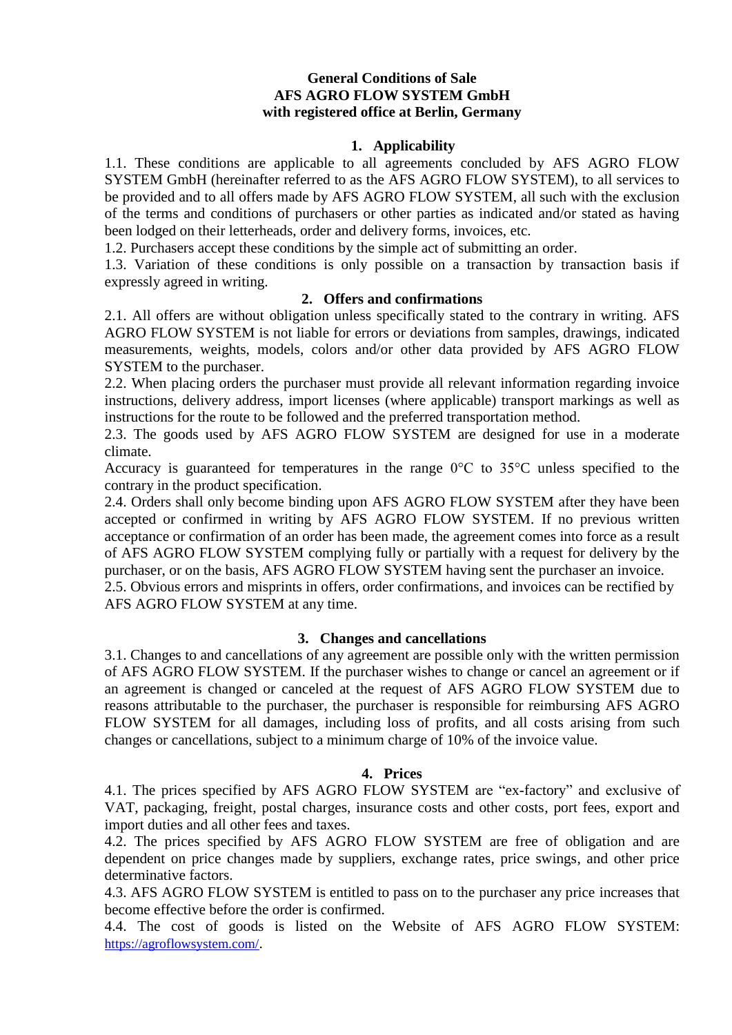# General Conditions of Sale
# AFS AGRO FLOW SYSTEM GmbH
# with registered office at Berlin, Germany

## 1. Applicability

1.1. These conditions are applicable to all agreements concluded by AFS AGRO FLOW SYSTEM GmbH (hereinafter referred to as the AFS AGRO FLOW SYSTEM), to all services to be provided and to all offers made by AFS AGRO FLOW SYSTEM, all such with the exclusion of the terms and conditions of purchasers or other parties as indicated and/or stated as having been lodged on their letterheads, order and delivery forms, invoices, etc.

1.2. Purchasers accept these conditions by the simple act of submitting an order.

1.3. Variation of these conditions is only possible on a transaction by transaction basis if expressly agreed in writing.

## 2. Offers and confirmations

2.1. All offers are without obligation unless specifically stated to the contrary in writing. AFS AGRO FLOW SYSTEM is not liable for errors or deviations from samples, drawings, indicated measurements, weights, models, colors and/or other data provided by AFS AGRO FLOW SYSTEM to the purchaser.

2.2. When placing orders the purchaser must provide all relevant information regarding invoice instructions, delivery address, import licenses (where applicable) transport markings as well as instructions for the route to be followed and the preferred transportation method.

2.3. The goods used by AFS AGRO FLOW SYSTEM are designed for use in a moderate climate.

Accuracy is guaranteed for temperatures in the range 0°C to 35°C unless specified to the contrary in the product specification.

2.4. Orders shall only become binding upon AFS AGRO FLOW SYSTEM after they have been accepted or confirmed in writing by AFS AGRO FLOW SYSTEM. If no previous written acceptance or confirmation of an order has been made, the agreement comes into force as a result of AFS AGRO FLOW SYSTEM complying fully or partially with a request for delivery by the purchaser, or on the basis, AFS AGRO FLOW SYSTEM having sent the purchaser an invoice.

2.5. Obvious errors and misprints in offers, order confirmations, and invoices can be rectified by AFS AGRO FLOW SYSTEM at any time.

## 3. Changes and cancellations

3.1. Changes to and cancellations of any agreement are possible only with the written permission of AFS AGRO FLOW SYSTEM. If the purchaser wishes to change or cancel an agreement or if an agreement is changed or canceled at the request of AFS AGRO FLOW SYSTEM due to reasons attributable to the purchaser, the purchaser is responsible for reimbursing AFS AGRO FLOW SYSTEM for all damages, including loss of profits, and all costs arising from such changes or cancellations, subject to a minimum charge of 10% of the invoice value.

## 4. Prices

4.1. The prices specified by AFS AGRO FLOW SYSTEM are "ex-factory" and exclusive of VAT, packaging, freight, postal charges, insurance costs and other costs, port fees, export and import duties and all other fees and taxes.

4.2. The prices specified by AFS AGRO FLOW SYSTEM are free of obligation and are dependent on price changes made by suppliers, exchange rates, price swings, and other price determinative factors.

4.3. AFS AGRO FLOW SYSTEM is entitled to pass on to the purchaser any price increases that become effective before the order is confirmed.

4.4. The cost of goods is listed on the Website of AFS AGRO FLOW SYSTEM: https://agroflowsystem.com/.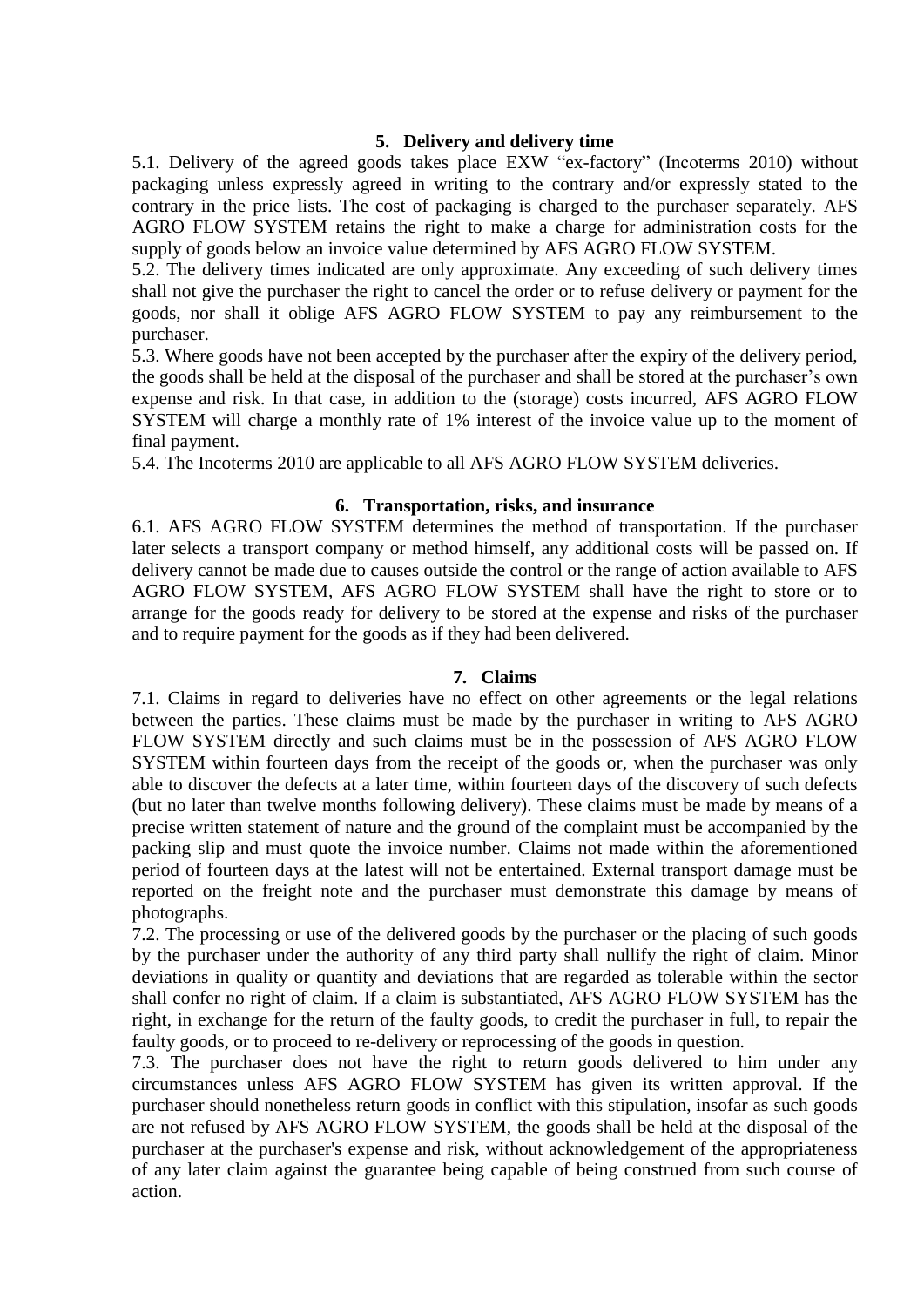## 5. Delivery and delivery time

5.1. Delivery of the agreed goods takes place EXW "ex-factory" (Incoterms 2010) without packaging unless expressly agreed in writing to the contrary and/or expressly stated to the contrary in the price lists. The cost of packaging is charged to the purchaser separately. AFS AGRO FLOW SYSTEM retains the right to make a charge for administration costs for the supply of goods below an invoice value determined by AFS AGRO FLOW SYSTEM.

5.2. The delivery times indicated are only approximate. Any exceeding of such delivery times shall not give the purchaser the right to cancel the order or to refuse delivery or payment for the goods, nor shall it oblige AFS AGRO FLOW SYSTEM to pay any reimbursement to the purchaser.

5.3. Where goods have not been accepted by the purchaser after the expiry of the delivery period, the goods shall be held at the disposal of the purchaser and shall be stored at the purchaser's own expense and risk. In that case, in addition to the (storage) costs incurred, AFS AGRO FLOW SYSTEM will charge a monthly rate of 1% interest of the invoice value up to the moment of final payment.

5.4. The Incoterms 2010 are applicable to all AFS AGRO FLOW SYSTEM deliveries.

## 6. Transportation, risks, and insurance

6.1. AFS AGRO FLOW SYSTEM determines the method of transportation. If the purchaser later selects a transport company or method himself, any additional costs will be passed on. If delivery cannot be made due to causes outside the control or the range of action available to AFS AGRO FLOW SYSTEM, AFS AGRO FLOW SYSTEM shall have the right to store or to arrange for the goods ready for delivery to be stored at the expense and risks of the purchaser and to require payment for the goods as if they had been delivered.

## 7. Claims

7.1. Claims in regard to deliveries have no effect on other agreements or the legal relations between the parties. These claims must be made by the purchaser in writing to AFS AGRO FLOW SYSTEM directly and such claims must be in the possession of AFS AGRO FLOW SYSTEM within fourteen days from the receipt of the goods or, when the purchaser was only able to discover the defects at a later time, within fourteen days of the discovery of such defects (but no later than twelve months following delivery). These claims must be made by means of a precise written statement of nature and the ground of the complaint must be accompanied by the packing slip and must quote the invoice number. Claims not made within the aforementioned period of fourteen days at the latest will not be entertained. External transport damage must be reported on the freight note and the purchaser must demonstrate this damage by means of photographs.

7.2. The processing or use of the delivered goods by the purchaser or the placing of such goods by the purchaser under the authority of any third party shall nullify the right of claim. Minor deviations in quality or quantity and deviations that are regarded as tolerable within the sector shall confer no right of claim. If a claim is substantiated, AFS AGRO FLOW SYSTEM has the right, in exchange for the return of the faulty goods, to credit the purchaser in full, to repair the faulty goods, or to proceed to re-delivery or reprocessing of the goods in question.

7.3. The purchaser does not have the right to return goods delivered to him under any circumstances unless AFS AGRO FLOW SYSTEM has given its written approval. If the purchaser should nonetheless return goods in conflict with this stipulation, insofar as such goods are not refused by AFS AGRO FLOW SYSTEM, the goods shall be held at the disposal of the purchaser at the purchaser's expense and risk, without acknowledgement of the appropriateness of any later claim against the guarantee being capable of being construed from such course of action.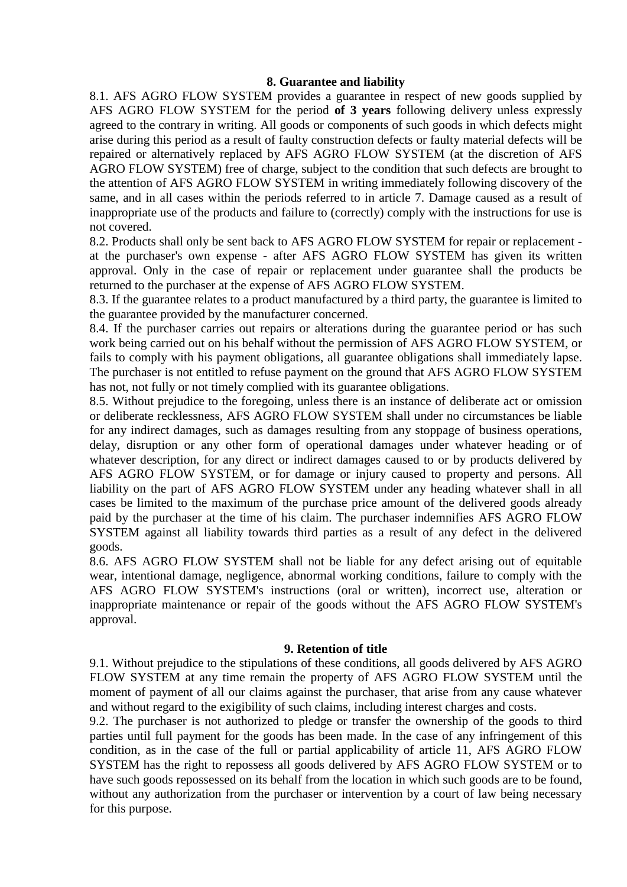## 8. Guarantee and liability

8.1. AFS AGRO FLOW SYSTEM provides a guarantee in respect of new goods supplied by AFS AGRO FLOW SYSTEM for the period **of 3 years** following delivery unless expressly agreed to the contrary in writing. All goods or components of such goods in which defects might arise during this period as a result of faulty construction defects or faulty material defects will be repaired or alternatively replaced by AFS AGRO FLOW SYSTEM (at the discretion of AFS AGRO FLOW SYSTEM) free of charge, subject to the condition that such defects are brought to the attention of AFS AGRO FLOW SYSTEM in writing immediately following discovery of the same, and in all cases within the periods referred to in article 7. Damage caused as a result of inappropriate use of the products and failure to (correctly) comply with the instructions for use is not covered.

8.2. Products shall only be sent back to AFS AGRO FLOW SYSTEM for repair or replacement - at the purchaser's own expense - after AFS AGRO FLOW SYSTEM has given its written approval. Only in the case of repair or replacement under guarantee shall the products be returned to the purchaser at the expense of AFS AGRO FLOW SYSTEM.

8.3. If the guarantee relates to a product manufactured by a third party, the guarantee is limited to the guarantee provided by the manufacturer concerned.

8.4. If the purchaser carries out repairs or alterations during the guarantee period or has such work being carried out on his behalf without the permission of AFS AGRO FLOW SYSTEM, or fails to comply with his payment obligations, all guarantee obligations shall immediately lapse. The purchaser is not entitled to refuse payment on the ground that AFS AGRO FLOW SYSTEM has not, not fully or not timely complied with its guarantee obligations.

8.5. Without prejudice to the foregoing, unless there is an instance of deliberate act or omission or deliberate recklessness, AFS AGRO FLOW SYSTEM shall under no circumstances be liable for any indirect damages, such as damages resulting from any stoppage of business operations, delay, disruption or any other form of operational damages under whatever heading or of whatever description, for any direct or indirect damages caused to or by products delivered by AFS AGRO FLOW SYSTEM, or for damage or injury caused to property and persons. All liability on the part of AFS AGRO FLOW SYSTEM under any heading whatever shall in all cases be limited to the maximum of the purchase price amount of the delivered goods already paid by the purchaser at the time of his claim. The purchaser indemnifies AFS AGRO FLOW SYSTEM against all liability towards third parties as a result of any defect in the delivered goods.

8.6. AFS AGRO FLOW SYSTEM shall not be liable for any defect arising out of equitable wear, intentional damage, negligence, abnormal working conditions, failure to comply with the AFS AGRO FLOW SYSTEM's instructions (oral or written), incorrect use, alteration or inappropriate maintenance or repair of the goods without the AFS AGRO FLOW SYSTEM's approval.

## 9. Retention of title

9.1. Without prejudice to the stipulations of these conditions, all goods delivered by AFS AGRO FLOW SYSTEM at any time remain the property of AFS AGRO FLOW SYSTEM until the moment of payment of all our claims against the purchaser, that arise from any cause whatever and without regard to the exigibility of such claims, including interest charges and costs.

9.2. The purchaser is not authorized to pledge or transfer the ownership of the goods to third parties until full payment for the goods has been made. In the case of any infringement of this condition, as in the case of the full or partial applicability of article 11, AFS AGRO FLOW SYSTEM has the right to repossess all goods delivered by AFS AGRO FLOW SYSTEM or to have such goods repossessed on its behalf from the location in which such goods are to be found, without any authorization from the purchaser or intervention by a court of law being necessary for this purpose.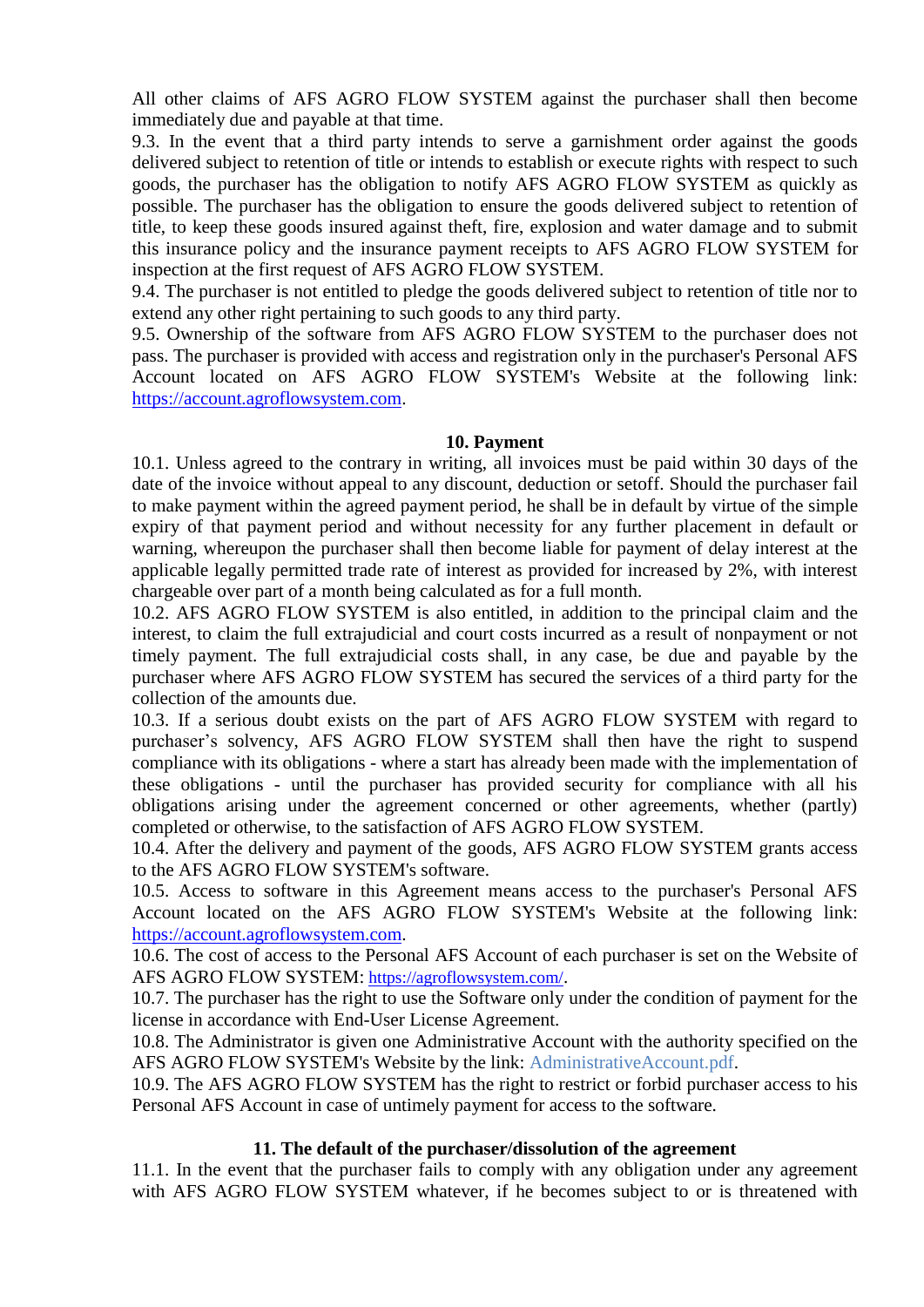All other claims of AFS AGRO FLOW SYSTEM against the purchaser shall then become immediately due and payable at that time.

9.3. In the event that a third party intends to serve a garnishment order against the goods delivered subject to retention of title or intends to establish or execute rights with respect to such goods, the purchaser has the obligation to notify AFS AGRO FLOW SYSTEM as quickly as possible. The purchaser has the obligation to ensure the goods delivered subject to retention of title, to keep these goods insured against theft, fire, explosion and water damage and to submit this insurance policy and the insurance payment receipts to AFS AGRO FLOW SYSTEM for inspection at the first request of AFS AGRO FLOW SYSTEM.

9.4. The purchaser is not entitled to pledge the goods delivered subject to retention of title nor to extend any other right pertaining to such goods to any third party.

9.5. Ownership of the software from AFS AGRO FLOW SYSTEM to the purchaser does not pass. The purchaser is provided with access and registration only in the purchaser's Personal AFS Account located on AFS AGRO FLOW SYSTEM's Website at the following link: [https://account.agroflowsystem.com](https://account.agroflowsystem.com).

## 10. Payment

10.1. Unless agreed to the contrary in writing, all invoices must be paid within 30 days of the date of the invoice without appeal to any discount, deduction or setoff. Should the purchaser fail to make payment within the agreed payment period, he shall be in default by virtue of the simple expiry of that payment period and without necessity for any further placement in default or warning, whereupon the purchaser shall then become liable for payment of delay interest at the applicable legally permitted trade rate of interest as provided for increased by 2%, with interest chargeable over part of a month being calculated as for a full month.

10.2. AFS AGRO FLOW SYSTEM is also entitled, in addition to the principal claim and the interest, to claim the full extrajudicial and court costs incurred as a result of nonpayment or not timely payment. The full extrajudicial costs shall, in any case, be due and payable by the purchaser where AFS AGRO FLOW SYSTEM has secured the services of a third party for the collection of the amounts due.

10.3. If a serious doubt exists on the part of AFS AGRO FLOW SYSTEM with regard to purchaser's solvency, AFS AGRO FLOW SYSTEM shall then have the right to suspend compliance with its obligations - where a start has already been made with the implementation of these obligations - until the purchaser has provided security for compliance with all his obligations arising under the agreement concerned or other agreements, whether (partly) completed or otherwise, to the satisfaction of AFS AGRO FLOW SYSTEM.

10.4. After the delivery and payment of the goods, AFS AGRO FLOW SYSTEM grants access to the AFS AGRO FLOW SYSTEM's software.

10.5. Access to software in this Agreement means access to the purchaser's Personal AFS Account located on the AFS AGRO FLOW SYSTEM's Website at the following link: [https://account.agroflowsystem.com](https://account.agroflowsystem.com).

10.6. The cost of access to the Personal AFS Account of each purchaser is set on the Website of AFS AGRO FLOW SYSTEM: [https://agroflowsystem.com/](https://agroflowsystem.com/).

10.7. The purchaser has the right to use the Software only under the condition of payment for the license in accordance with End-User License Agreement.

10.8. The Administrator is given one Administrative Account with the authority specified on the AFS AGRO FLOW SYSTEM's Website by the link: AdministrativeAccount.pdf.

10.9. The AFS AGRO FLOW SYSTEM has the right to restrict or forbid purchaser access to his Personal AFS Account in case of untimely payment for access to the software.

## 11. The default of the purchaser/dissolution of the agreement

11.1. In the event that the purchaser fails to comply with any obligation under any agreement with AFS AGRO FLOW SYSTEM whatever, if he becomes subject to or is threatened with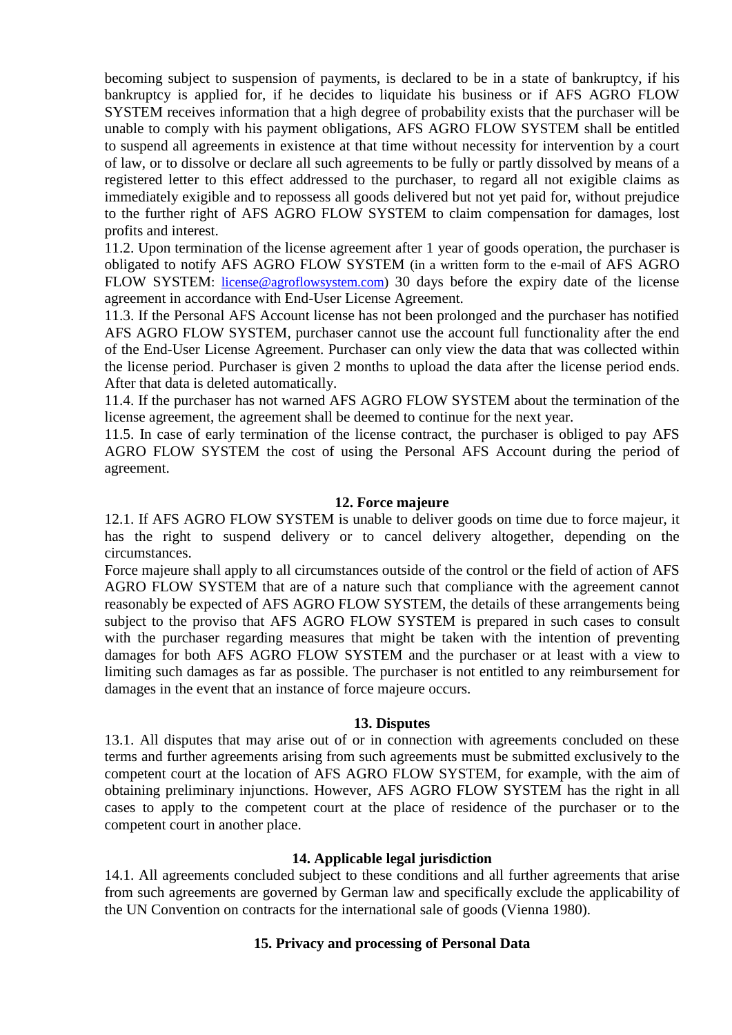becoming subject to suspension of payments, is declared to be in a state of bankruptcy, if his bankruptcy is applied for, if he decides to liquidate his business or if AFS AGRO FLOW SYSTEM receives information that a high degree of probability exists that the purchaser will be unable to comply with his payment obligations, AFS AGRO FLOW SYSTEM shall be entitled to suspend all agreements in existence at that time without necessity for intervention by a court of law, or to dissolve or declare all such agreements to be fully or partly dissolved by means of a registered letter to this effect addressed to the purchaser, to regard all not exigible claims as immediately exigible and to repossess all goods delivered but not yet paid for, without prejudice to the further right of AFS AGRO FLOW SYSTEM to claim compensation for damages, lost profits and interest.

11.2. Upon termination of the license agreement after 1 year of goods operation, the purchaser is obligated to notify AFS AGRO FLOW SYSTEM (in a written form to the e-mail of AFS AGRO FLOW SYSTEM: license@agroflowsystem.com) 30 days before the expiry date of the license agreement in accordance with End-User License Agreement.

11.3. If the Personal AFS Account license has not been prolonged and the purchaser has notified AFS AGRO FLOW SYSTEM, purchaser cannot use the account full functionality after the end of the End-User License Agreement. Purchaser can only view the data that was collected within the license period. Purchaser is given 2 months to upload the data after the license period ends. After that data is deleted automatically.

11.4. If the purchaser has not warned AFS AGRO FLOW SYSTEM about the termination of the license agreement, the agreement shall be deemed to continue for the next year.

11.5. In case of early termination of the license contract, the purchaser is obliged to pay AFS AGRO FLOW SYSTEM the cost of using the Personal AFS Account during the period of agreement.

## 12. Force majeure

12.1. If AFS AGRO FLOW SYSTEM is unable to deliver goods on time due to force majeur, it has the right to suspend delivery or to cancel delivery altogether, depending on the circumstances.

Force majeure shall apply to all circumstances outside of the control or the field of action of AFS AGRO FLOW SYSTEM that are of a nature such that compliance with the agreement cannot reasonably be expected of AFS AGRO FLOW SYSTEM, the details of these arrangements being subject to the proviso that AFS AGRO FLOW SYSTEM is prepared in such cases to consult with the purchaser regarding measures that might be taken with the intention of preventing damages for both AFS AGRO FLOW SYSTEM and the purchaser or at least with a view to limiting such damages as far as possible. The purchaser is not entitled to any reimbursement for damages in the event that an instance of force majeure occurs.

## 13. Disputes

13.1. All disputes that may arise out of or in connection with agreements concluded on these terms and further agreements arising from such agreements must be submitted exclusively to the competent court at the location of AFS AGRO FLOW SYSTEM, for example, with the aim of obtaining preliminary injunctions. However, AFS AGRO FLOW SYSTEM has the right in all cases to apply to the competent court at the place of residence of the purchaser or to the competent court in another place.

## 14. Applicable legal jurisdiction

14.1. All agreements concluded subject to these conditions and all further agreements that arise from such agreements are governed by German law and specifically exclude the applicability of the UN Convention on contracts for the international sale of goods (Vienna 1980).

## 15. Privacy and processing of Personal Data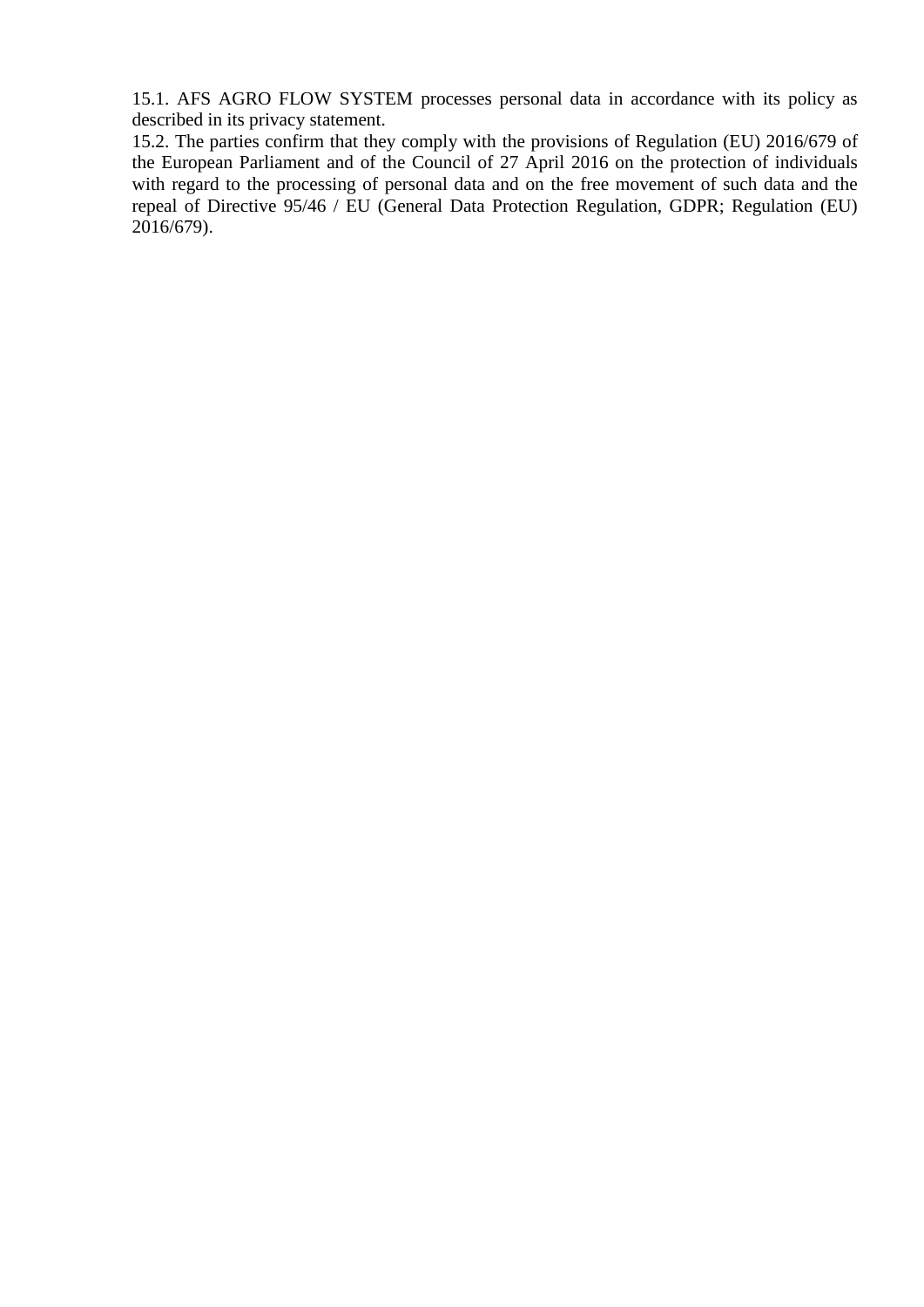15.1. AFS AGRO FLOW SYSTEM processes personal data in accordance with its policy as described in its privacy statement.

15.2. The parties confirm that they comply with the provisions of Regulation (EU) 2016/679 of the European Parliament and of the Council of 27 April 2016 on the protection of individuals with regard to the processing of personal data and on the free movement of such data and the repeal of Directive 95/46 / EU (General Data Protection Regulation, GDPR; Regulation (EU) 2016/679).